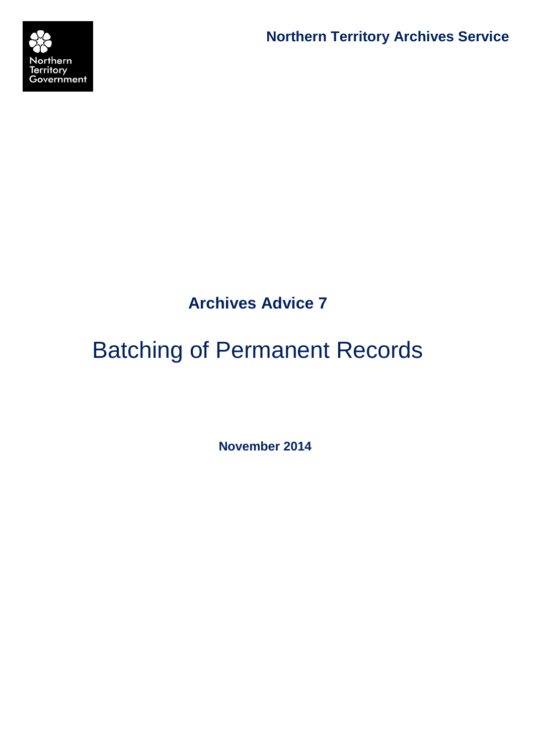Northern Territory Archives Service

## Archives Advice 7

# Batching of Permanent Records

**November 2014**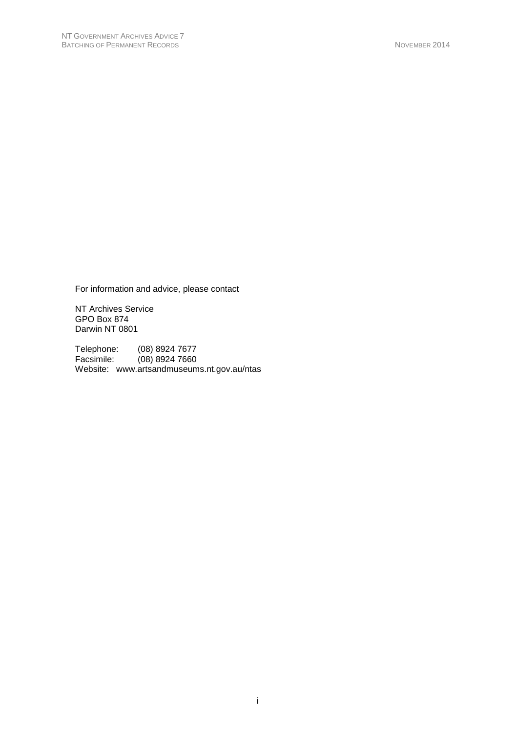For information and advice, please contact

NT Archives Service
GPO Box 874
Darwin NT 0801

Telephone: (08) 8924 7677
Facsimile: (08) 8924 7660
Website: www.artsandmuseums.nt.gov.au/ntas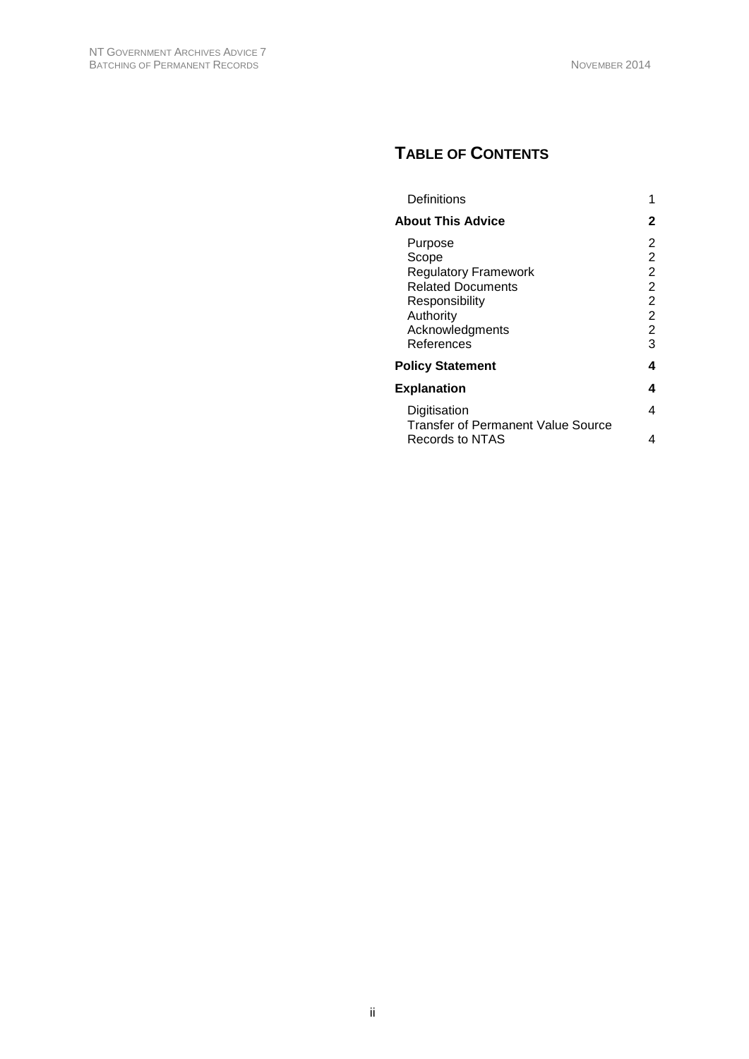# Table of Contents

| | |
|---|---|
| Definitions | 1 |
| **About This Advice** | **2** |
| Purpose | 2 |
| Scope | 2 |
| Regulatory Framework | 2 |
| Related Documents | 2 |
| Responsibility | 2 |
| Authority | 2 |
| Acknowledgments | 2 |
| References | 3 |
| **Policy Statement** | **4** |
| **Explanation** | **4** |
| Digitisation | 4 |
| Transfer of Permanent Value Source Records to NTAS | 4 |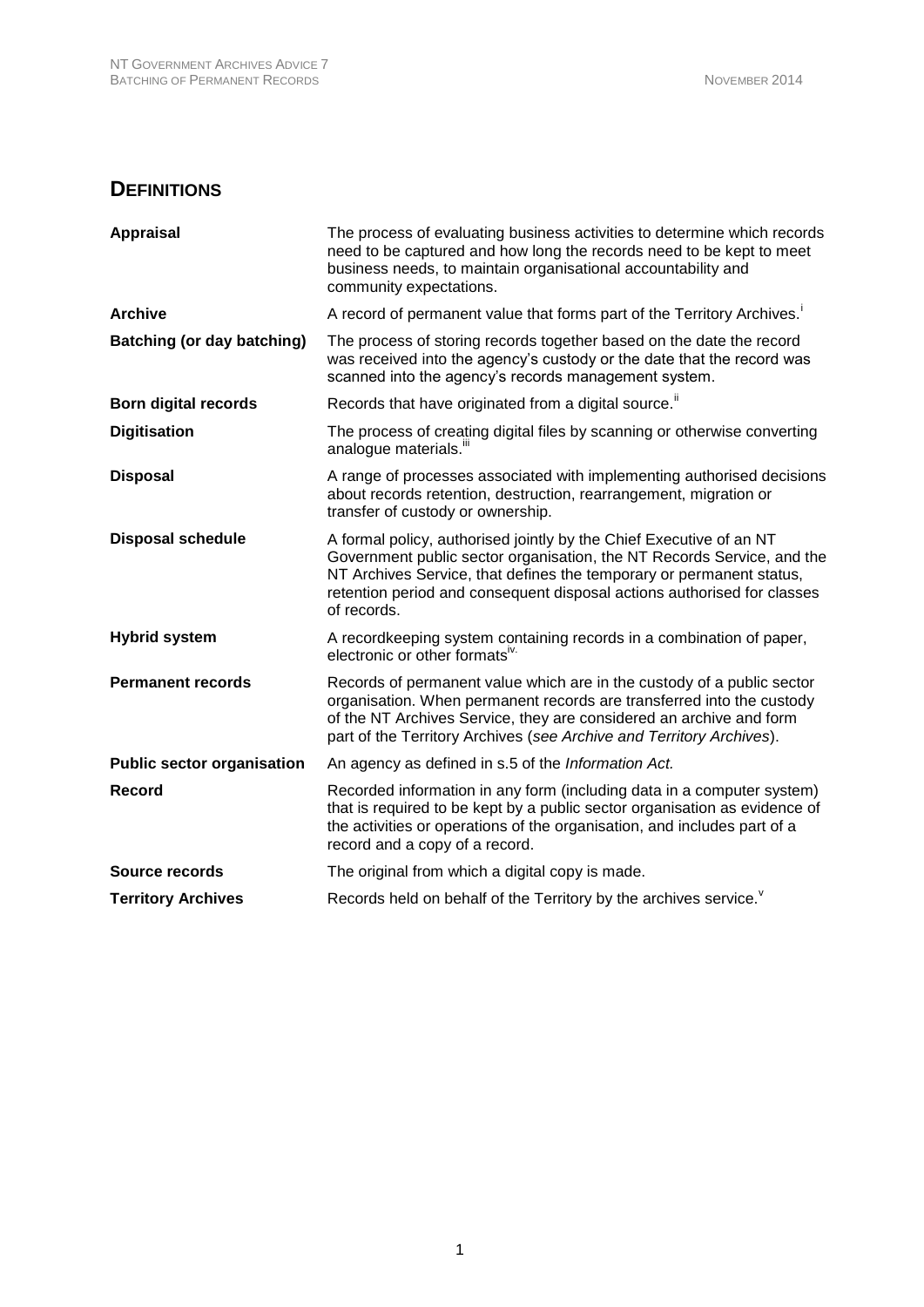## DEFINITIONS

| | |
|---|---|
| **Appraisal** | The process of evaluating business activities to determine which records need to be captured and how long the records need to be kept to meet business needs, to maintain organisational accountability and community expectations. |
| **Archive** | A record of permanent value that forms part of the Territory Archives.[i] |
| **Batching (or day batching)** | The process of storing records together based on the date the record was received into the agency's custody or the date that the record was scanned into the agency's records management system. |
| **Born digital records** | Records that have originated from a digital source.[ii] |
| **Digitisation** | The process of creating digital files by scanning or otherwise converting analogue materials.[iii] |
| **Disposal** | A range of processes associated with implementing authorised decisions about records retention, destruction, rearrangement, migration or transfer of custody or ownership. |
| **Disposal schedule** | A formal policy, authorised jointly by the Chief Executive of an NT Government public sector organisation, the NT Records Service, and the NT Archives Service, that defines the temporary or permanent status, retention period and consequent disposal actions authorised for classes of records. |
| **Hybrid system** | A recordkeeping system containing records in a combination of paper, electronic or other formats[iv.] |
| **Permanent records** | Records of permanent value which are in the custody of a public sector organisation. When permanent records are transferred into the custody of the NT Archives Service, they are considered an archive and form part of the Territory Archives (*see Archive and Territory Archives*). |
| **Public sector organisation** | An agency as defined in s.5 of the *Information Act.* |
| **Record** | Recorded information in any form (including data in a computer system) that is required to be kept by a public sector organisation as evidence of the activities or operations of the organisation, and includes part of a record and a copy of a record. |
| **Source records** | The original from which a digital copy is made. |
| **Territory Archives** | Records held on behalf of the Territory by the archives service.[v] |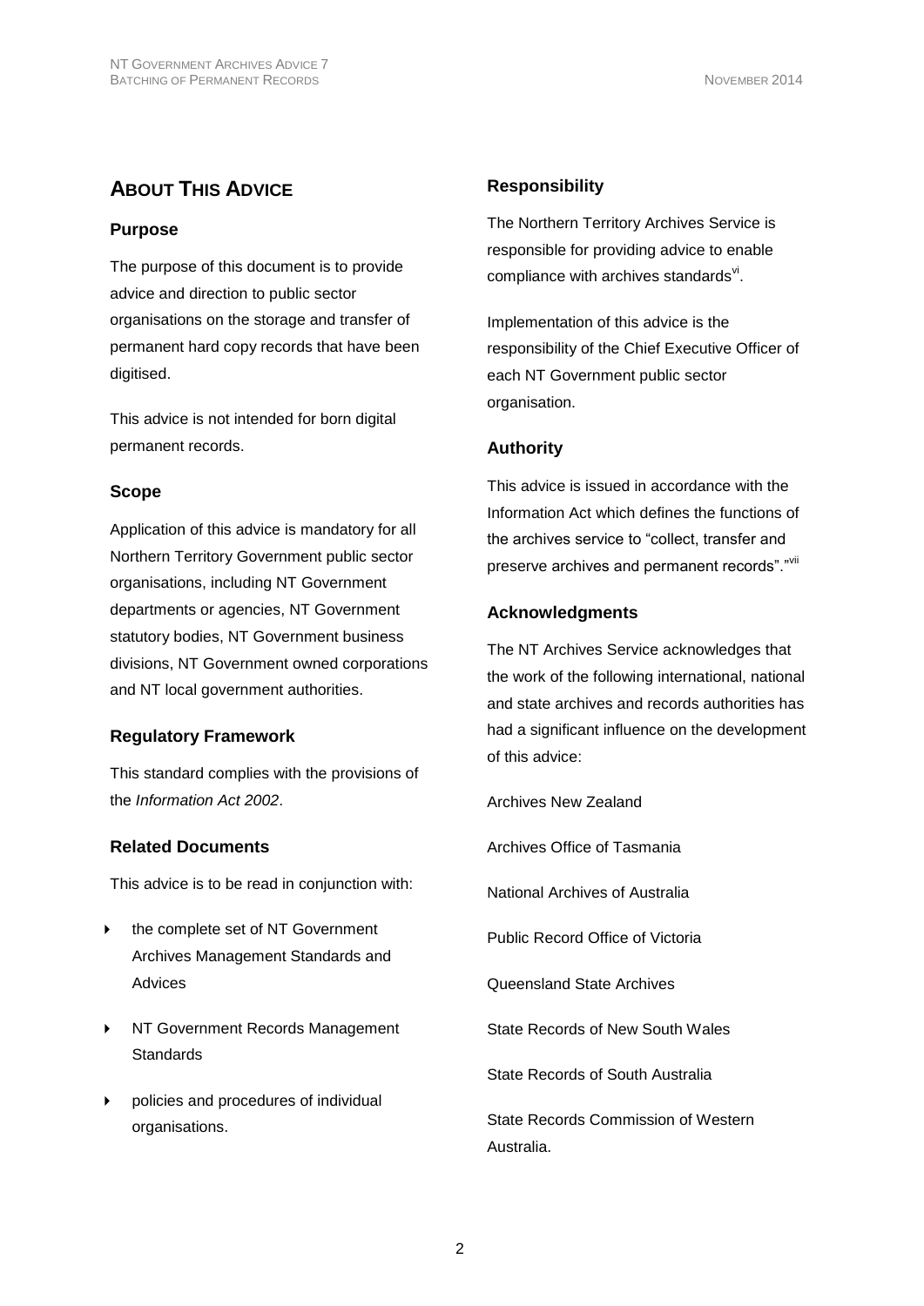## ABOUT THIS ADVICE

### Purpose

The purpose of this document is to provide advice and direction to public sector organisations on the storage and transfer of permanent hard copy records that have been digitised.

This advice is not intended for born digital permanent records.

### Scope

Application of this advice is mandatory for all Northern Territory Government public sector organisations, including NT Government departments or agencies, NT Government statutory bodies, NT Government business divisions, NT Government owned corporations and NT local government authorities.

### Regulatory Framework

This standard complies with the provisions of the *Information Act 2002*.

### Related Documents

This advice is to be read in conjunction with:

- the complete set of NT Government Archives Management Standards and Advices
- NT Government Records Management Standards
- policies and procedures of individual organisations.

### Responsibility

The Northern Territory Archives Service is responsible for providing advice to enable compliance with archives standards[vi].

Implementation of this advice is the responsibility of the Chief Executive Officer of each NT Government public sector organisation.

### Authority

This advice is issued in accordance with the Information Act which defines the functions of the archives service to "collect, transfer and preserve archives and permanent records"."[vii]

### Acknowledgments

The NT Archives Service acknowledges that the work of the following international, national and state archives and records authorities has had a significant influence on the development of this advice:

Archives New Zealand

Archives Office of Tasmania

National Archives of Australia

Public Record Office of Victoria

Queensland State Archives

State Records of New South Wales

State Records of South Australia

State Records Commission of Western Australia.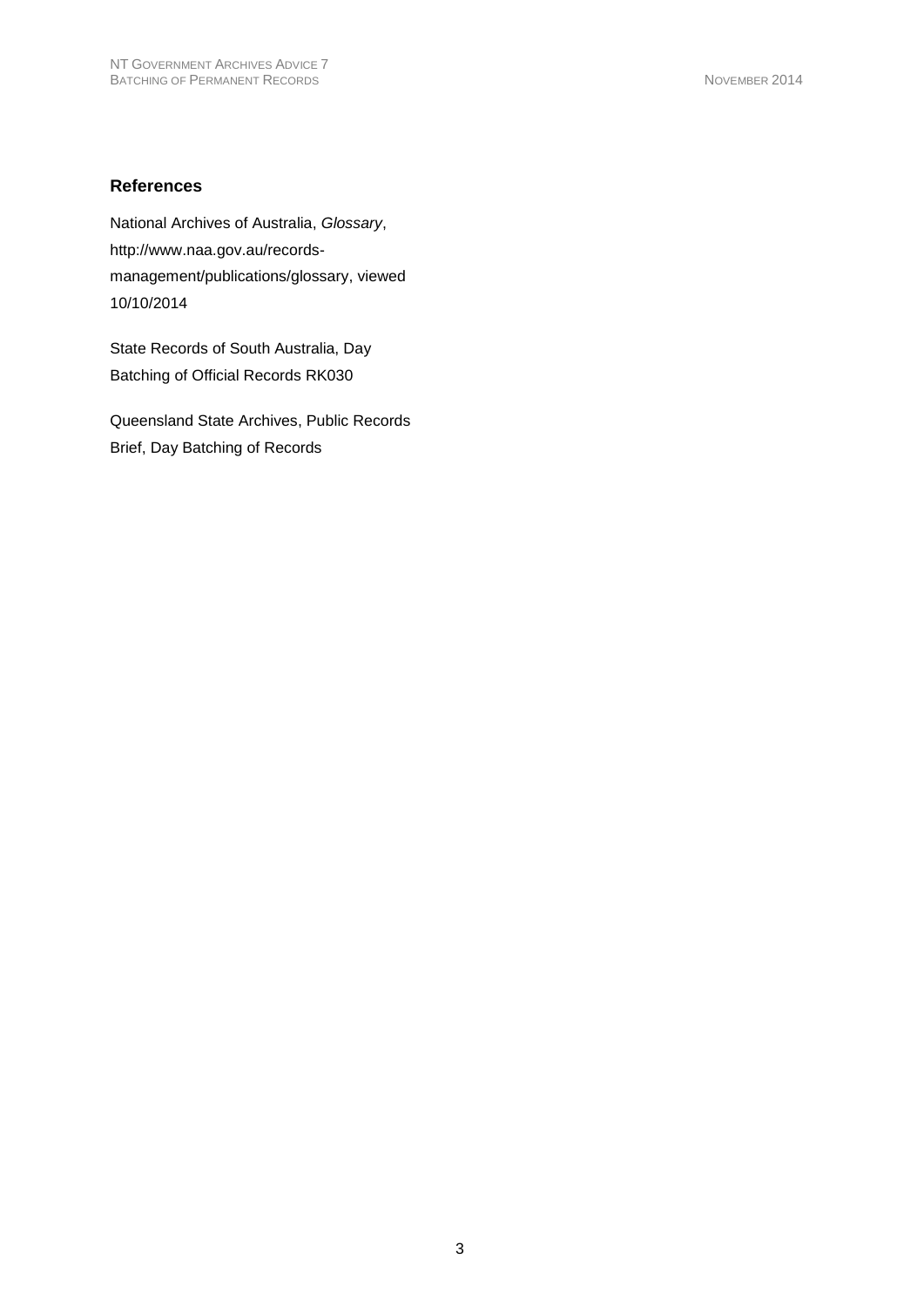## References

National Archives of Australia, *Glossary*, http://www.naa.gov.au/records-management/publications/glossary, viewed 10/10/2014

State Records of South Australia, Day Batching of Official Records RK030

Queensland State Archives, Public Records Brief, Day Batching of Records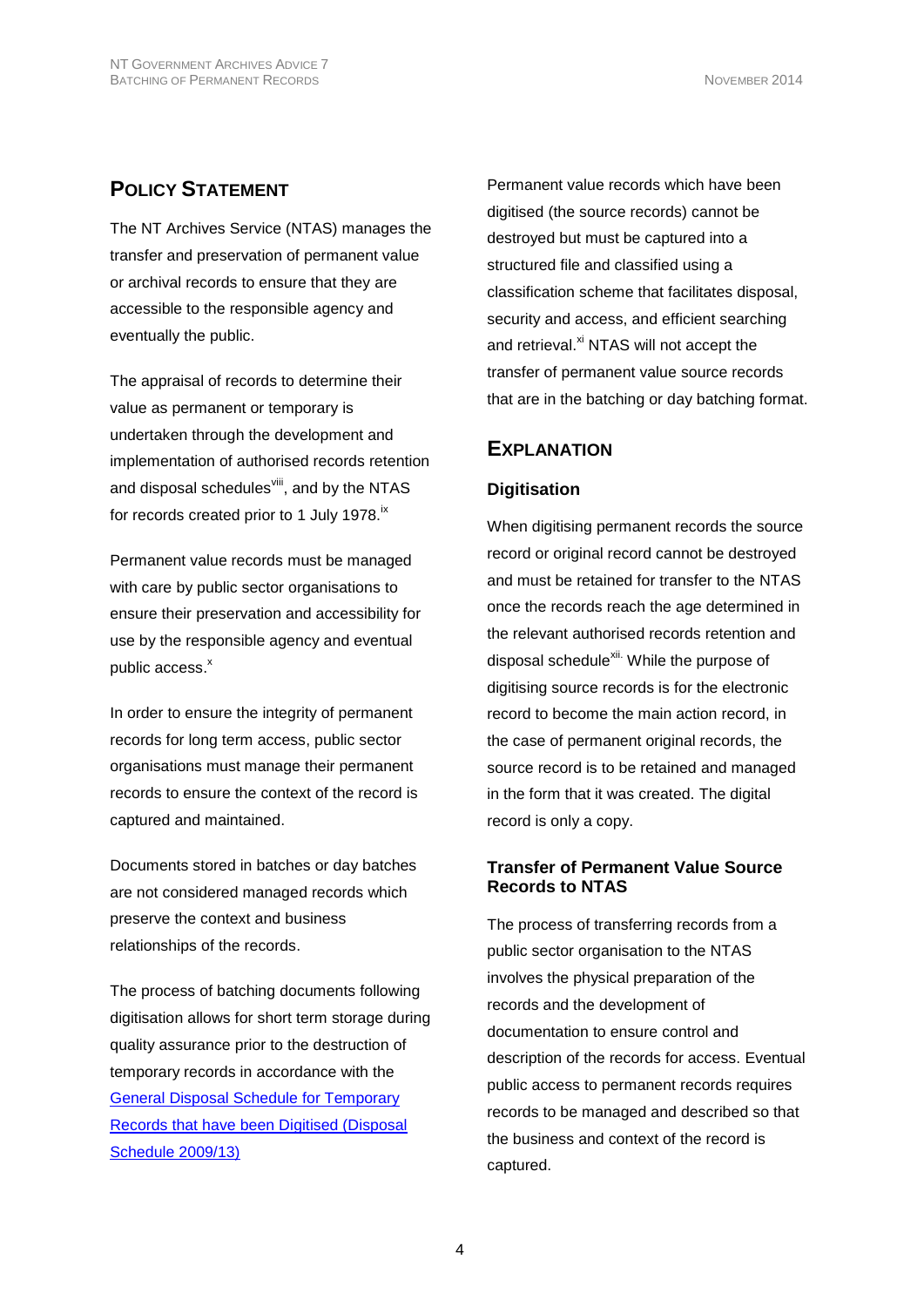## POLICY STATEMENT

The NT Archives Service (NTAS) manages the transfer and preservation of permanent value or archival records to ensure that they are accessible to the responsible agency and eventually the public.

The appraisal of records to determine their value as permanent or temporary is undertaken through the development and implementation of authorised records retention and disposal schedules[viii], and by the NTAS for records created prior to 1 July 1978.[ix]

Permanent value records must be managed with care by public sector organisations to ensure their preservation and accessibility for use by the responsible agency and eventual public access.[x]

In order to ensure the integrity of permanent records for long term access, public sector organisations must manage their permanent records to ensure the context of the record is captured and maintained.

Documents stored in batches or day batches are not considered managed records which preserve the context and business relationships of the records.

The process of batching documents following digitisation allows for short term storage during quality assurance prior to the destruction of temporary records in accordance with the [General Disposal Schedule for Temporary Records that have been Digitised (Disposal Schedule 2009/13)]

Permanent value records which have been digitised (the source records) cannot be destroyed but must be captured into a structured file and classified using a classification scheme that facilitates disposal, security and access, and efficient searching and retrieval.[xi] NTAS will not accept the transfer of permanent value source records that are in the batching or day batching format.

## EXPLANATION

### Digitisation

When digitising permanent records the source record or original record cannot be destroyed and must be retained for transfer to the NTAS once the records reach the age determined in the relevant authorised records retention and disposal schedule[xii]. While the purpose of digitising source records is for the electronic record to become the main action record, in the case of permanent original records, the source record is to be retained and managed in the form that it was created. The digital record is only a copy.

### Transfer of Permanent Value Source Records to NTAS

The process of transferring records from a public sector organisation to the NTAS involves the physical preparation of the records and the development of documentation to ensure control and description of the records for access. Eventual public access to permanent records requires records to be managed and described so that the business and context of the record is captured.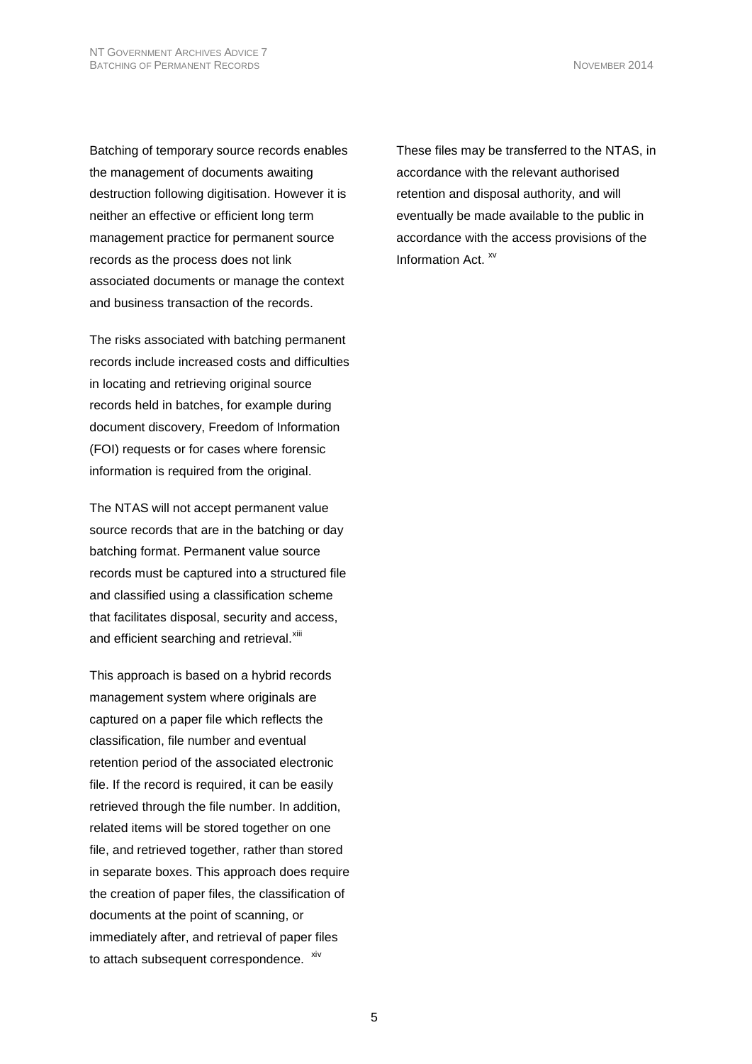Batching of temporary source records enables the management of documents awaiting destruction following digitisation. However it is neither an effective or efficient long term management practice for permanent source records as the process does not link associated documents or manage the context and business transaction of the records.

The risks associated with batching permanent records include increased costs and difficulties in locating and retrieving original source records held in batches, for example during document discovery, Freedom of Information (FOI) requests or for cases where forensic information is required from the original.

The NTAS will not accept permanent value source records that are in the batching or day batching format. Permanent value source records must be captured into a structured file and classified using a classification scheme that facilitates disposal, security and access, and efficient searching and retrieval.[xiii]

This approach is based on a hybrid records management system where originals are captured on a paper file which reflects the classification, file number and eventual retention period of the associated electronic file. If the record is required, it can be easily retrieved through the file number. In addition, related items will be stored together on one file, and retrieved together, rather than stored in separate boxes. This approach does require the creation of paper files, the classification of documents at the point of scanning, or immediately after, and retrieval of paper files to attach subsequent correspondence.[xiv]

These files may be transferred to the NTAS, in accordance with the relevant authorised retention and disposal authority, and will eventually be made available to the public in accordance with the access provisions of the Information Act.[xv]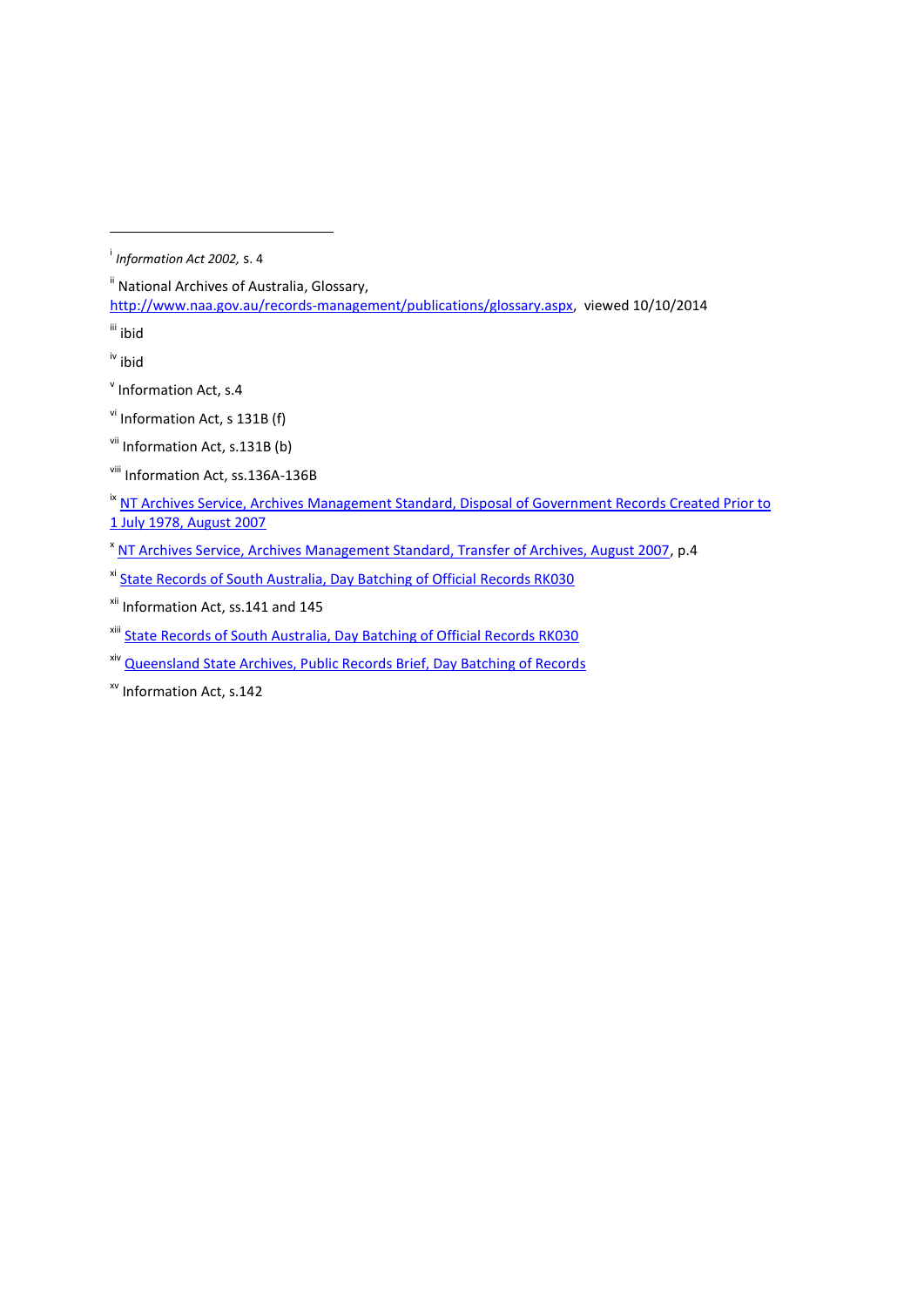[i] *Information Act 2002,* s. 4

[ii] National Archives of Australia, Glossary, http://www.naa.gov.au/records-management/publications/glossary.aspx, viewed 10/10/2014

[iii] ibid

[iv] ibid

[v] Information Act, s.4

[vi] Information Act, s 131B (f)

[vii] Information Act, s.131B (b)

[viii] Information Act, ss.136A-136B

[ix] NT Archives Service, Archives Management Standard, Disposal of Government Records Created Prior to 1 July 1978, August 2007

[x] NT Archives Service, Archives Management Standard, Transfer of Archives, August 2007, p.4

[xi] State Records of South Australia, Day Batching of Official Records RK030

[xii] Information Act, ss.141 and 145

[xiii] State Records of South Australia, Day Batching of Official Records RK030

[xiv] Queensland State Archives, Public Records Brief, Day Batching of Records

[xv] Information Act, s.142